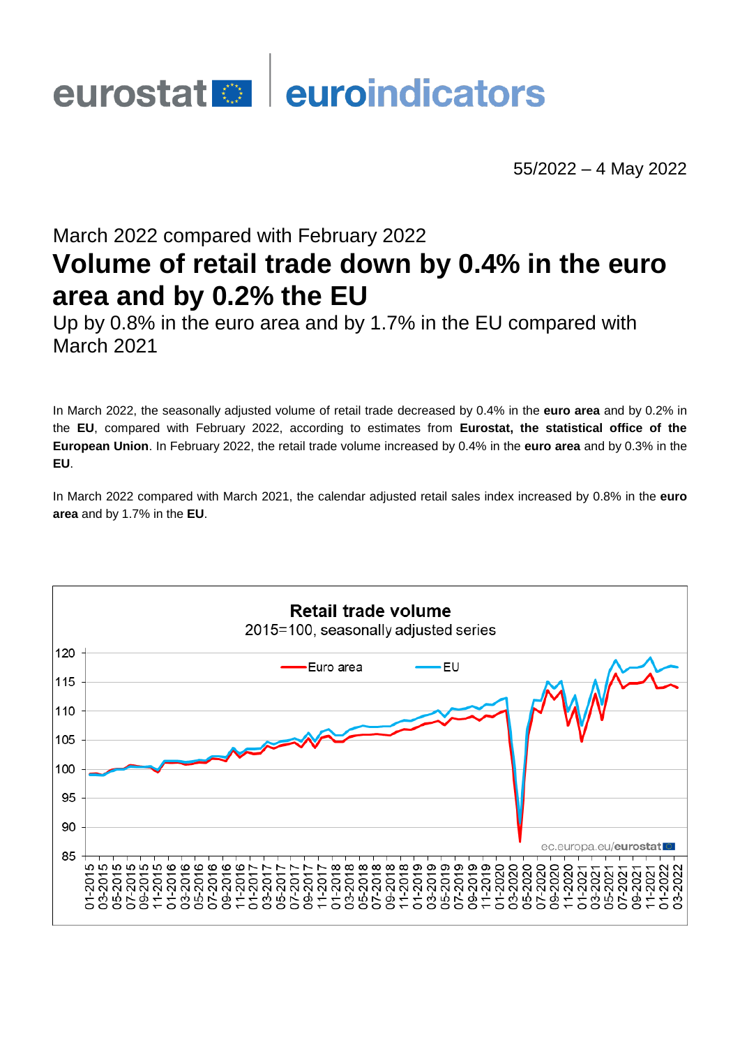eurostat | euroindicators

55/2022 – 4 May 2022

March 2022 compared with February 2022

# Volume of retail trade down by 0.4% in the euro area and by 0.2% the EU

Up by 0.8% in the euro area and by 1.7% in the EU compared with March 2021

In March 2022, the seasonally adjusted volume of retail trade decreased by 0.4% in the **euro area** and by 0.2% in the **EU**, compared with February 2022, according to estimates from **Eurostat, the statistical office of the European Union**. In February 2022, the retail trade volume increased by 0.4% in the **euro area** and by 0.3% in the **EU**.

In March 2022 compared with March 2021, the calendar adjusted retail sales index increased by 0.8% in the **euro area** and by 1.7% in the **EU**.

**Retail trade volume**
2015=100, seasonally adjusted series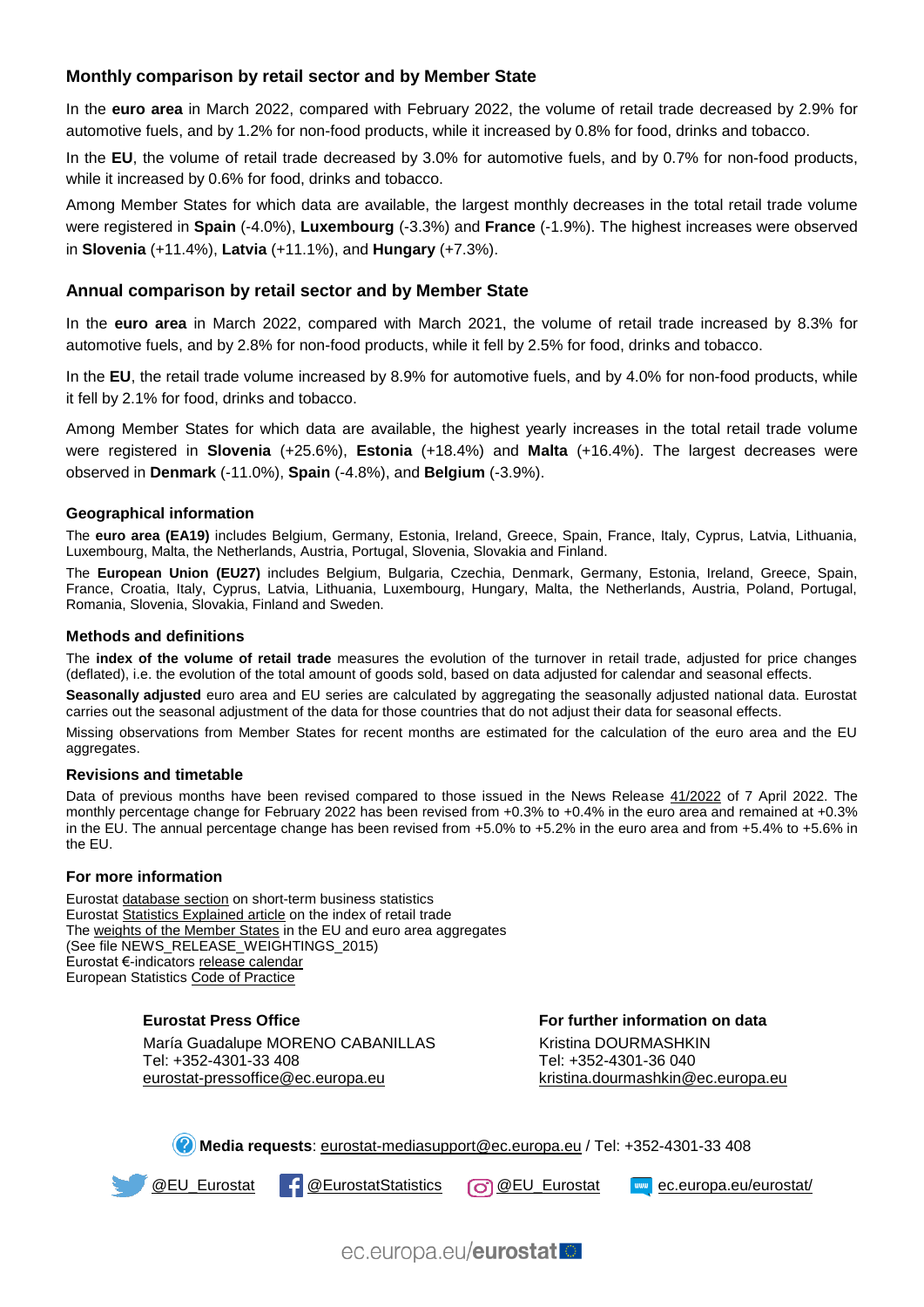## Monthly comparison by retail sector and by Member State

In the **euro area** in March 2022, compared with February 2022, the volume of retail trade decreased by 2.9% for automotive fuels, and by 1.2% for non-food products, while it increased by 0.8% for food, drinks and tobacco.

In the **EU**, the volume of retail trade decreased by 3.0% for automotive fuels, and by 0.7% for non-food products, while it increased by 0.6% for food, drinks and tobacco.

Among Member States for which data are available, the largest monthly decreases in the total retail trade volume were registered in **Spain** (-4.0%), **Luxembourg** (-3.3%) and **France** (-1.9%). The highest increases were observed in **Slovenia** (+11.4%), **Latvia** (+11.1%), and **Hungary** (+7.3%).

## Annual comparison by retail sector and by Member State

In the **euro area** in March 2022, compared with March 2021, the volume of retail trade increased by 8.3% for automotive fuels, and by 2.8% for non-food products, while it fell by 2.5% for food, drinks and tobacco.

In the **EU**, the retail trade volume increased by 8.9% for automotive fuels, and by 4.0% for non-food products, while it fell by 2.1% for food, drinks and tobacco.

Among Member States for which data are available, the highest yearly increases in the total retail trade volume were registered in **Slovenia** (+25.6%), **Estonia** (+18.4%) and **Malta** (+16.4%). The largest decreases were observed in **Denmark** (-11.0%), **Spain** (-4.8%), and **Belgium** (-3.9%).

### Geographical information

The **euro area (EA19)** includes Belgium, Germany, Estonia, Ireland, Greece, Spain, France, Italy, Cyprus, Latvia, Lithuania, Luxembourg, Malta, the Netherlands, Austria, Portugal, Slovenia, Slovakia and Finland.

The **European Union (EU27)** includes Belgium, Bulgaria, Czechia, Denmark, Germany, Estonia, Ireland, Greece, Spain, France, Croatia, Italy, Cyprus, Latvia, Lithuania, Luxembourg, Hungary, Malta, the Netherlands, Austria, Poland, Portugal, Romania, Slovenia, Slovakia, Finland and Sweden.

### Methods and definitions

The **index of the volume of retail trade** measures the evolution of the turnover in retail trade, adjusted for price changes (deflated), i.e. the evolution of the total amount of goods sold, based on data adjusted for calendar and seasonal effects.

**Seasonally adjusted** euro area and EU series are calculated by aggregating the seasonally adjusted national data. Eurostat carries out the seasonal adjustment of the data for those countries that do not adjust their data for seasonal effects.

Missing observations from Member States for recent months are estimated for the calculation of the euro area and the EU aggregates.

### Revisions and timetable

Data of previous months have been revised compared to those issued in the News Release 41/2022 of 7 April 2022. The monthly percentage change for February 2022 has been revised from +0.3% to +0.4% in the euro area and remained at +0.3% in the EU. The annual percentage change has been revised from +5.0% to +5.2% in the euro area and from +5.4% to +5.6% in the EU.

### For more information

Eurostat database section on short-term business statistics
Eurostat Statistics Explained article on the index of retail trade
The weights of the Member States in the EU and euro area aggregates
(See file NEWS_RELEASE_WEIGHTINGS_2015)
Eurostat €-indicators release calendar
European Statistics Code of Practice

**Eurostat Press Office**
María Guadalupe MORENO CABANILLAS
Tel: +352-4301-33 408
eurostat-pressoffice@ec.europa.eu

**For further information on data**
Kristina DOURMASHKIN
Tel: +352-4301-36 040
kristina.dourmashkin@ec.europa.eu

**Media requests**: eurostat-mediasupport@ec.europa.eu / Tel: +352-4301-33 408

@EU_Eurostat @EurostatStatistics @EU_Eurostat ec.europa.eu/eurostat/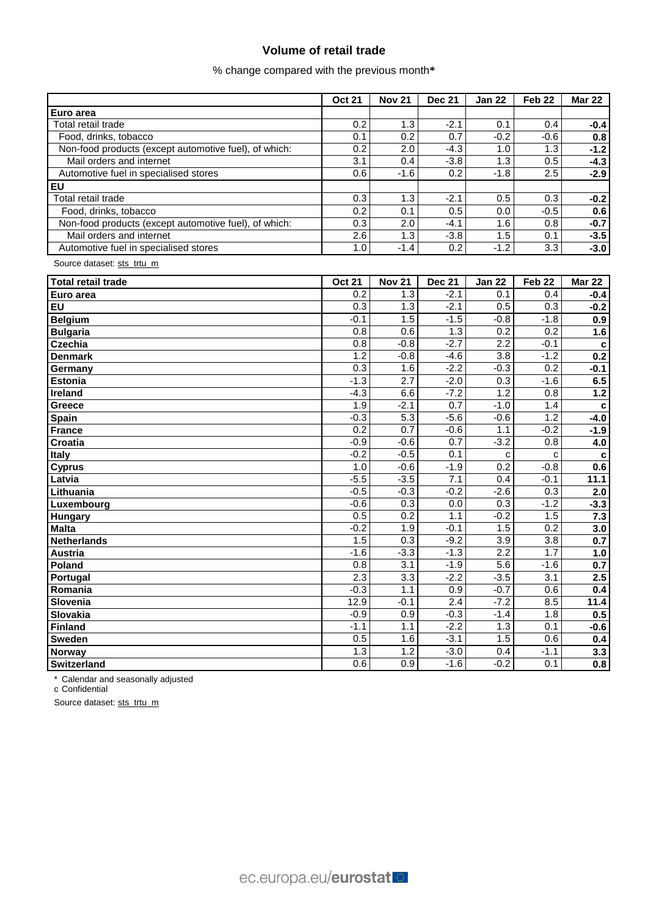## Volume of retail trade

% change compared with the previous month*

| | Oct 21 | Nov 21 | Dec 21 | Jan 22 | Feb 22 | Mar 22 |
|---|---|---|---|---|---|---|
| **Euro area** | | | | | | |
| Total retail trade | 0.2 | 1.3 | -2.1 | 0.1 | 0.4 | **-0.4** |
| Food, drinks, tobacco | 0.1 | 0.2 | 0.7 | -0.2 | -0.6 | **0.8** |
| Non-food products (except automotive fuel), of which: | 0.2 | 2.0 | -4.3 | 1.0 | 1.3 | **-1.2** |
| Mail orders and internet | 3.1 | 0.4 | -3.8 | 1.3 | 0.5 | **-4.3** |
| Automotive fuel in specialised stores | 0.6 | -1.6 | 0.2 | -1.8 | 2.5 | **-2.9** |
| **EU** | | | | | | |
| Total retail trade | 0.3 | 1.3 | -2.1 | 0.5 | 0.3 | **-0.2** |
| Food, drinks, tobacco | 0.2 | 0.1 | 0.5 | 0.0 | -0.5 | **0.6** |
| Non-food products (except automotive fuel), of which: | 0.3 | 2.0 | -4.1 | 1.6 | 0.8 | **-0.7** |
| Mail orders and internet | 2.6 | 1.3 | -3.8 | 1.5 | 0.1 | **-3.5** |
| Automotive fuel in specialised stores | 1.0 | -1.4 | 0.2 | -1.2 | 3.3 | **-3.0** |

Source dataset: sts_trtu_m

| **Total retail trade** | Oct 21 | Nov 21 | Dec 21 | Jan 22 | Feb 22 | Mar 22 |
|---|---|---|---|---|---|---|
| **Euro area** | 0.2 | 1.3 | -2.1 | 0.1 | 0.4 | **-0.4** |
| **EU** | 0.3 | 1.3 | -2.1 | 0.5 | 0.3 | **-0.2** |
| **Belgium** | -0.1 | 1.5 | -1.5 | -0.8 | -1.8 | **0.9** |
| **Bulgaria** | 0.8 | 0.6 | 1.3 | 0.2 | 0.2 | **1.6** |
| **Czechia** | 0.8 | -0.8 | -2.7 | 2.2 | -0.1 | **c** |
| **Denmark** | 1.2 | -0.8 | -4.6 | 3.8 | -1.2 | **0.2** |
| **Germany** | 0.3 | 1.6 | -2.2 | -0.3 | 0.2 | **-0.1** |
| **Estonia** | -1.3 | 2.7 | -2.0 | 0.3 | -1.6 | **6.5** |
| **Ireland** | -4.3 | 6.6 | -7.2 | 1.2 | 0.8 | **1.2** |
| **Greece** | 1.9 | -2.1 | 0.7 | -1.0 | 1.4 | **c** |
| **Spain** | -0.3 | 5.3 | -5.6 | -0.6 | 1.2 | **-4.0** |
| **France** | 0.2 | 0.7 | -0.6 | 1.1 | -0.2 | **-1.9** |
| **Croatia** | -0.9 | -0.6 | 0.7 | -3.2 | 0.8 | **4.0** |
| **Italy** | -0.2 | -0.5 | 0.1 | c | c | **c** |
| **Cyprus** | 1.0 | -0.6 | -1.9 | 0.2 | -0.8 | **0.6** |
| **Latvia** | -5.5 | -3.5 | 7.1 | 0.4 | -0.1 | **11.1** |
| **Lithuania** | -0.5 | -0.3 | -0.2 | -2.6 | 0.3 | **2.0** |
| **Luxembourg** | -0.6 | 0.3 | 0.0 | 0.3 | -1.2 | **-3.3** |
| **Hungary** | 0.5 | 0.2 | 1.1 | -0.2 | 1.5 | **7.3** |
| **Malta** | -0.2 | 1.9 | -0.1 | 1.5 | 0.2 | **3.0** |
| **Netherlands** | 1.5 | 0.3 | -9.2 | 3.9 | 3.8 | **0.7** |
| **Austria** | -1.6 | -3.3 | -1.3 | 2.2 | 1.7 | **1.0** |
| **Poland** | 0.8 | 3.1 | -1.9 | 5.6 | -1.6 | **0.7** |
| **Portugal** | 2.3 | 3.3 | -2.2 | -3.5 | 3.1 | **2.5** |
| **Romania** | -0.3 | 1.1 | 0.9 | -0.7 | 0.6 | **0.4** |
| **Slovenia** | 12.9 | -0.1 | 2.4 | -7.2 | 8.5 | **11.4** |
| **Slovakia** | -0.9 | 0.9 | -0.3 | -1.4 | 1.8 | **0.5** |
| **Finland** | -1.1 | 1.1 | -2.2 | 1.3 | 0.1 | **-0.6** |
| **Sweden** | 0.5 | 1.6 | -3.1 | 1.5 | 0.6 | **0.4** |
| **Norway** | 1.3 | 1.2 | -3.0 | 0.4 | -1.1 | **3.3** |
| **Switzerland** | 0.6 | 0.9 | -1.6 | -0.2 | 0.1 | **0.8** |

* Calendar and seasonally adjusted

c Confidential

Source dataset: sts_trtu_m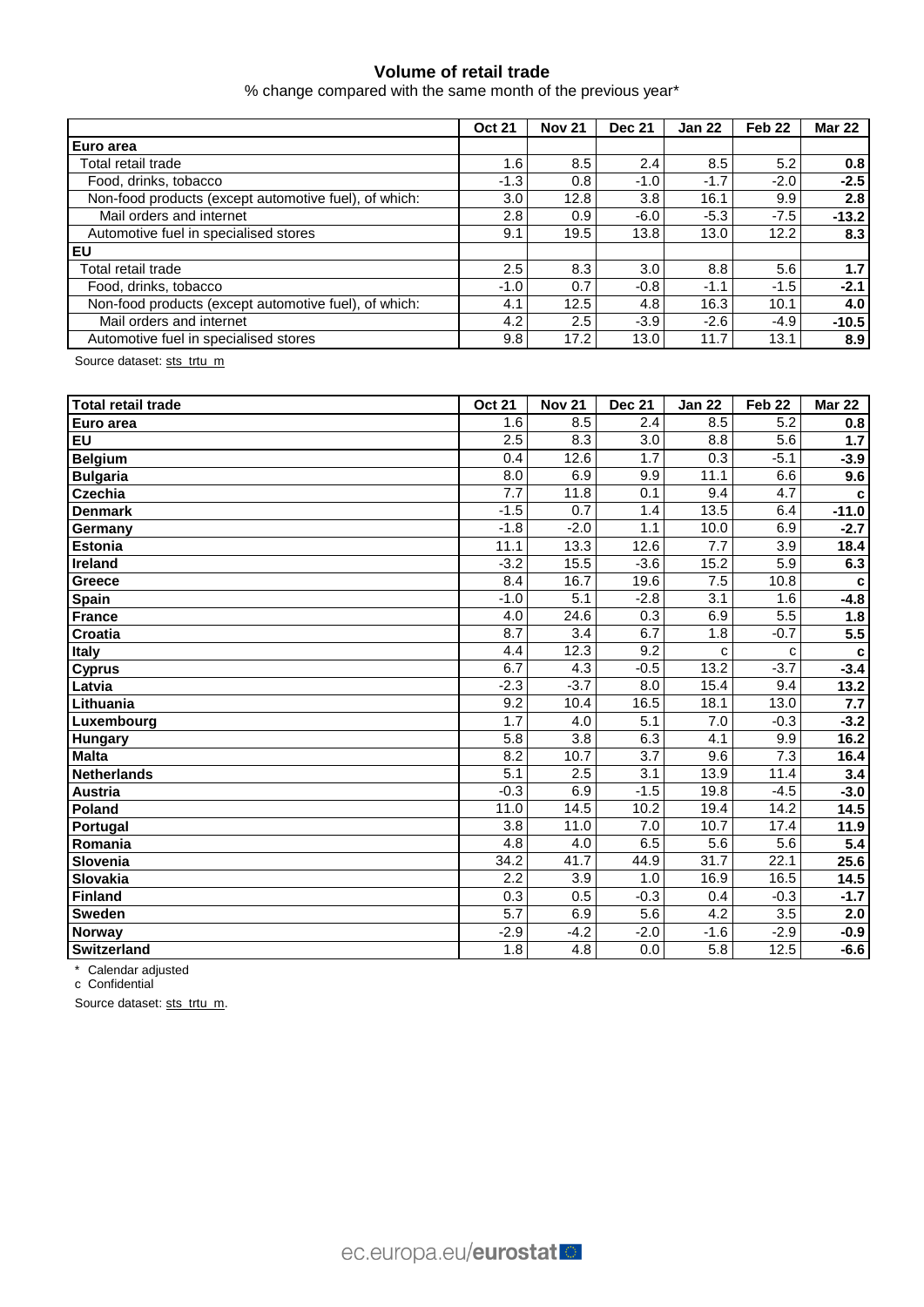# Volume of retail trade

% change compared with the same month of the previous year*

| | Oct 21 | Nov 21 | Dec 21 | Jan 22 | Feb 22 | Mar 22 |
|---|---|---|---|---|---|---|
| **Euro area** | | | | | | |
| Total retail trade | 1.6 | 8.5 | 2.4 | 8.5 | 5.2 | **0.8** |
| Food, drinks, tobacco | -1.3 | 0.8 | -1.0 | -1.7 | -2.0 | **-2.5** |
| Non-food products (except automotive fuel), of which: | 3.0 | 12.8 | 3.8 | 16.1 | 9.9 | **2.8** |
| Mail orders and internet | 2.8 | 0.9 | -6.0 | -5.3 | -7.5 | **-13.2** |
| Automotive fuel in specialised stores | 9.1 | 19.5 | 13.8 | 13.0 | 12.2 | **8.3** |
| **EU** | | | | | | |
| Total retail trade | 2.5 | 8.3 | 3.0 | 8.8 | 5.6 | **1.7** |
| Food, drinks, tobacco | -1.0 | 0.7 | -0.8 | -1.1 | -1.5 | **-2.1** |
| Non-food products (except automotive fuel), of which: | 4.1 | 12.5 | 4.8 | 16.3 | 10.1 | **4.0** |
| Mail orders and internet | 4.2 | 2.5 | -3.9 | -2.6 | -4.9 | **-10.5** |
| Automotive fuel in specialised stores | 9.8 | 17.2 | 13.0 | 11.7 | 13.1 | **8.9** |

Source dataset: sts_trtu_m

| Total retail trade | Oct 21 | Nov 21 | Dec 21 | Jan 22 | Feb 22 | Mar 22 |
|---|---|---|---|---|---|---|
| **Euro area** | 1.6 | 8.5 | 2.4 | 8.5 | 5.2 | **0.8** |
| **EU** | 2.5 | 8.3 | 3.0 | 8.8 | 5.6 | **1.7** |
| **Belgium** | 0.4 | 12.6 | 1.7 | 0.3 | -5.1 | **-3.9** |
| **Bulgaria** | 8.0 | 6.9 | 9.9 | 11.1 | 6.6 | **9.6** |
| **Czechia** | 7.7 | 11.8 | 0.1 | 9.4 | 4.7 | **c** |
| **Denmark** | -1.5 | 0.7 | 1.4 | 13.5 | 6.4 | **-11.0** |
| **Germany** | -1.8 | -2.0 | 1.1 | 10.0 | 6.9 | **-2.7** |
| **Estonia** | 11.1 | 13.3 | 12.6 | 7.7 | 3.9 | **18.4** |
| **Ireland** | -3.2 | 15.5 | -3.6 | 15.2 | 5.9 | **6.3** |
| **Greece** | 8.4 | 16.7 | 19.6 | 7.5 | 10.8 | **c** |
| **Spain** | -1.0 | 5.1 | -2.8 | 3.1 | 1.6 | **-4.8** |
| **France** | 4.0 | 24.6 | 0.3 | 6.9 | 5.5 | **1.8** |
| **Croatia** | 8.7 | 3.4 | 6.7 | 1.8 | -0.7 | **5.5** |
| **Italy** | 4.4 | 12.3 | 9.2 | c | c | **c** |
| **Cyprus** | 6.7 | 4.3 | -0.5 | 13.2 | -3.7 | **-3.4** |
| **Latvia** | -2.3 | -3.7 | 8.0 | 15.4 | 9.4 | **13.2** |
| **Lithuania** | 9.2 | 10.4 | 16.5 | 18.1 | 13.0 | **7.7** |
| **Luxembourg** | 1.7 | 4.0 | 5.1 | 7.0 | -0.3 | **-3.2** |
| **Hungary** | 5.8 | 3.8 | 6.3 | 4.1 | 9.9 | **16.2** |
| **Malta** | 8.2 | 10.7 | 3.7 | 9.6 | 7.3 | **16.4** |
| **Netherlands** | 5.1 | 2.5 | 3.1 | 13.9 | 11.4 | **3.4** |
| **Austria** | -0.3 | 6.9 | -1.5 | 19.8 | -4.5 | **-3.0** |
| **Poland** | 11.0 | 14.5 | 10.2 | 19.4 | 14.2 | **14.5** |
| **Portugal** | 3.8 | 11.0 | 7.0 | 10.7 | 17.4 | **11.9** |
| **Romania** | 4.8 | 4.0 | 6.5 | 5.6 | 5.6 | **5.4** |
| **Slovenia** | 34.2 | 41.7 | 44.9 | 31.7 | 22.1 | **25.6** |
| **Slovakia** | 2.2 | 3.9 | 1.0 | 16.9 | 16.5 | **14.5** |
| **Finland** | 0.3 | 0.5 | -0.3 | 0.4 | -0.3 | **-1.7** |
| **Sweden** | 5.7 | 6.9 | 5.6 | 4.2 | 3.5 | **2.0** |
| **Norway** | -2.9 | -4.2 | -2.0 | -1.6 | -2.9 | **-0.9** |
| **Switzerland** | 1.8 | 4.8 | 0.0 | 5.8 | 12.5 | **-6.6** |

\* Calendar adjusted

c Confidential

Source dataset: sts_trtu_m.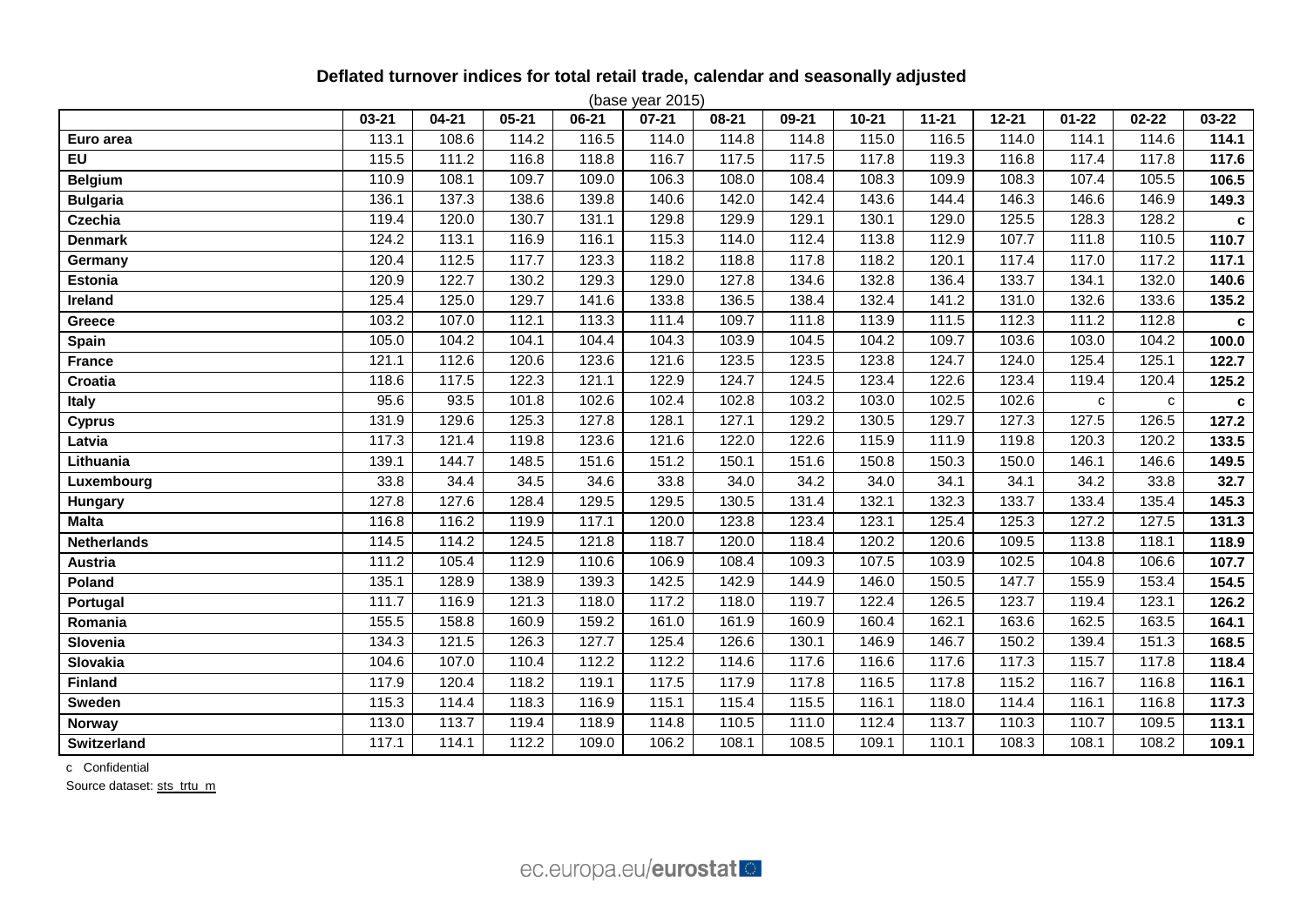### Deflated turnover indices for total retail trade, calendar and seasonally adjusted

(base year 2015)

| | 03-21 | 04-21 | 05-21 | 06-21 | 07-21 | 08-21 | 09-21 | 10-21 | 11-21 | 12-21 | 01-22 | 02-22 | 03-22 |
|---|---|---|---|---|---|---|---|---|---|---|---|---|---|
| **Euro area** | 113.1 | 108.6 | 114.2 | 116.5 | 114.0 | 114.8 | 114.8 | 115.0 | 116.5 | 114.0 | 114.1 | 114.6 | **114.1** |
| **EU** | 115.5 | 111.2 | 116.8 | 118.8 | 116.7 | 117.5 | 117.5 | 117.8 | 119.3 | 116.8 | 117.4 | 117.8 | **117.6** |
| **Belgium** | 110.9 | 108.1 | 109.7 | 109.0 | 106.3 | 108.0 | 108.4 | 108.3 | 109.9 | 108.3 | 107.4 | 105.5 | **106.5** |
| **Bulgaria** | 136.1 | 137.3 | 138.6 | 139.8 | 140.6 | 142.0 | 142.4 | 143.6 | 144.4 | 146.3 | 146.6 | 146.9 | **149.3** |
| **Czechia** | 119.4 | 120.0 | 130.7 | 131.1 | 129.8 | 129.9 | 129.1 | 130.1 | 129.0 | 125.5 | 128.3 | 128.2 | **c** |
| **Denmark** | 124.2 | 113.1 | 116.9 | 116.1 | 115.3 | 114.0 | 112.4 | 113.8 | 112.9 | 107.7 | 111.8 | 110.5 | **110.7** |
| **Germany** | 120.4 | 112.5 | 117.7 | 123.3 | 118.2 | 118.8 | 117.8 | 118.2 | 120.1 | 117.4 | 117.0 | 117.2 | **117.1** |
| **Estonia** | 120.9 | 122.7 | 130.2 | 129.3 | 129.0 | 127.8 | 134.6 | 132.8 | 136.4 | 133.7 | 134.1 | 132.0 | **140.6** |
| **Ireland** | 125.4 | 125.0 | 129.7 | 141.6 | 133.8 | 136.5 | 138.4 | 132.4 | 141.2 | 131.0 | 132.6 | 133.6 | **135.2** |
| **Greece** | 103.2 | 107.0 | 112.1 | 113.3 | 111.4 | 109.7 | 111.8 | 113.9 | 111.5 | 112.3 | 111.2 | 112.8 | **c** |
| **Spain** | 105.0 | 104.2 | 104.1 | 104.4 | 104.3 | 103.9 | 104.5 | 104.2 | 109.7 | 103.6 | 103.0 | 104.2 | **100.0** |
| **France** | 121.1 | 112.6 | 120.6 | 123.6 | 121.6 | 123.5 | 123.5 | 123.8 | 124.7 | 124.0 | 125.4 | 125.1 | **122.7** |
| **Croatia** | 118.6 | 117.5 | 122.3 | 121.1 | 122.9 | 124.7 | 124.5 | 123.4 | 122.6 | 123.4 | 119.4 | 120.4 | **125.2** |
| **Italy** | 95.6 | 93.5 | 101.8 | 102.6 | 102.4 | 102.8 | 103.2 | 103.0 | 102.5 | 102.6 | c | c | **c** |
| **Cyprus** | 131.9 | 129.6 | 125.3 | 127.8 | 128.1 | 127.1 | 129.2 | 130.5 | 129.7 | 127.3 | 127.5 | 126.5 | **127.2** |
| **Latvia** | 117.3 | 121.4 | 119.8 | 123.6 | 121.6 | 122.0 | 122.6 | 115.9 | 111.9 | 119.8 | 120.3 | 120.2 | **133.5** |
| **Lithuania** | 139.1 | 144.7 | 148.5 | 151.6 | 151.2 | 150.1 | 151.6 | 150.8 | 150.3 | 150.0 | 146.1 | 146.6 | **149.5** |
| **Luxembourg** | 33.8 | 34.4 | 34.5 | 34.6 | 33.8 | 34.0 | 34.2 | 34.0 | 34.1 | 34.1 | 34.2 | 33.8 | **32.7** |
| **Hungary** | 127.8 | 127.6 | 128.4 | 129.5 | 129.5 | 130.5 | 131.4 | 132.1 | 132.3 | 133.7 | 133.4 | 135.4 | **145.3** |
| **Malta** | 116.8 | 116.2 | 119.9 | 117.1 | 120.0 | 123.8 | 123.4 | 123.1 | 125.4 | 125.3 | 127.2 | 127.5 | **131.3** |
| **Netherlands** | 114.5 | 114.2 | 124.5 | 121.8 | 118.7 | 120.0 | 118.4 | 120.2 | 120.6 | 109.5 | 113.8 | 118.1 | **118.9** |
| **Austria** | 111.2 | 105.4 | 112.9 | 110.6 | 106.9 | 108.4 | 109.3 | 107.5 | 103.9 | 102.5 | 104.8 | 106.6 | **107.7** |
| **Poland** | 135.1 | 128.9 | 138.9 | 139.3 | 142.5 | 142.9 | 144.9 | 146.0 | 150.5 | 147.7 | 155.9 | 153.4 | **154.5** |
| **Portugal** | 111.7 | 116.9 | 121.3 | 118.0 | 117.2 | 118.0 | 119.7 | 122.4 | 126.5 | 123.7 | 119.4 | 123.1 | **126.2** |
| **Romania** | 155.5 | 158.8 | 160.9 | 159.2 | 161.0 | 161.9 | 160.9 | 160.4 | 162.1 | 163.6 | 162.5 | 163.5 | **164.1** |
| **Slovenia** | 134.3 | 121.5 | 126.3 | 127.7 | 125.4 | 126.6 | 130.1 | 146.9 | 146.7 | 150.2 | 139.4 | 151.3 | **168.5** |
| **Slovakia** | 104.6 | 107.0 | 110.4 | 112.2 | 112.2 | 114.6 | 117.6 | 116.6 | 117.6 | 117.3 | 115.7 | 117.8 | **118.4** |
| **Finland** | 117.9 | 120.4 | 118.2 | 119.1 | 117.5 | 117.9 | 117.8 | 116.5 | 117.8 | 115.2 | 116.7 | 116.8 | **116.1** |
| **Sweden** | 115.3 | 114.4 | 118.3 | 116.9 | 115.1 | 115.4 | 115.5 | 116.1 | 118.0 | 114.4 | 116.1 | 116.8 | **117.3** |
| **Norway** | 113.0 | 113.7 | 119.4 | 118.9 | 114.8 | 110.5 | 111.0 | 112.4 | 113.7 | 110.3 | 110.7 | 109.5 | **113.1** |
| **Switzerland** | 117.1 | 114.1 | 112.2 | 109.0 | 106.2 | 108.1 | 108.5 | 109.1 | 110.1 | 108.3 | 108.1 | 108.2 | **109.1** |

c Confidential

Source dataset: sts_trtu_m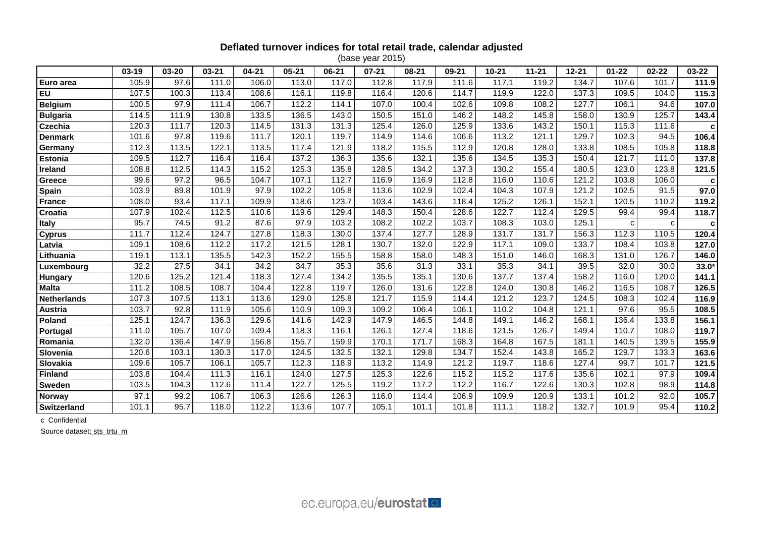**Deflated turnover indices for total retail trade, calendar adjusted**

(base year 2015)

| | 03-19 | 03-20 | 03-21 | 04-21 | 05-21 | 06-21 | 07-21 | 08-21 | 09-21 | 10-21 | 11-21 | 12-21 | 01-22 | 02-22 | 03-22 |
|---|---|---|---|---|---|---|---|---|---|---|---|---|---|---|---|
| **Euro area** | 105.9 | 97.6 | 111.0 | 106.0 | 113.0 | 117.0 | 112.8 | 117.9 | 111.6 | 117.1 | 119.2 | 134.7 | 107.6 | 101.7 | **111.9** |
| **EU** | 107.5 | 100.3 | 113.4 | 108.6 | 116.1 | 119.8 | 116.4 | 120.6 | 114.7 | 119.9 | 122.0 | 137.3 | 109.5 | 104.0 | **115.3** |
| **Belgium** | 100.5 | 97.9 | 111.4 | 106.7 | 112.2 | 114.1 | 107.0 | 100.4 | 102.6 | 109.8 | 108.2 | 127.7 | 106.1 | 94.6 | **107.0** |
| **Bulgaria** | 114.5 | 111.9 | 130.8 | 133.5 | 136.5 | 143.0 | 150.5 | 151.0 | 146.2 | 148.2 | 145.8 | 158.0 | 130.9 | 125.7 | **143.4** |
| **Czechia** | 120.3 | 111.7 | 120.3 | 114.5 | 131.3 | 131.3 | 125.4 | 126.0 | 125.9 | 133.6 | 143.2 | 150.1 | 115.3 | 111.6 | **c** |
| **Denmark** | 101.6 | 97.8 | 119.6 | 111.7 | 120.1 | 119.7 | 114.9 | 114.6 | 106.6 | 113.2 | 121.1 | 129.7 | 102.3 | 94.5 | **106.4** |
| **Germany** | 112.3 | 113.5 | 122.1 | 113.5 | 117.4 | 121.9 | 118.2 | 115.5 | 112.9 | 120.8 | 128.0 | 133.8 | 108.5 | 105.8 | **118.8** |
| **Estonia** | 109.5 | 112.7 | 116.4 | 116.4 | 137.2 | 136.3 | 135.6 | 132.1 | 135.6 | 134.5 | 135.3 | 150.4 | 121.7 | 111.0 | **137.8** |
| **Ireland** | 108.8 | 112.5 | 114.3 | 115.2 | 125.3 | 135.8 | 128.5 | 134.2 | 137.3 | 130.2 | 155.4 | 180.5 | 123.0 | 123.8 | **121.5** |
| **Greece** | 99.6 | 97.2 | 96.5 | 104.7 | 107.1 | 112.7 | 116.9 | 116.9 | 112.8 | 116.0 | 110.6 | 121.2 | 103.8 | 106.0 | **c** |
| **Spain** | 103.9 | 89.8 | 101.9 | 97.9 | 102.2 | 105.8 | 113.6 | 102.9 | 102.4 | 104.3 | 107.9 | 121.2 | 102.5 | 91.5 | **97.0** |
| **France** | 108.0 | 93.4 | 117.1 | 109.9 | 118.6 | 123.7 | 103.4 | 143.6 | 118.4 | 125.2 | 126.1 | 152.1 | 120.5 | 110.2 | **119.2** |
| **Croatia** | 107.9 | 102.4 | 112.5 | 110.6 | 119.6 | 129.4 | 148.3 | 150.4 | 128.6 | 122.7 | 112.4 | 129.5 | 99.4 | 99.4 | **118.7** |
| **Italy** | 95.7 | 74.5 | 91.2 | 87.6 | 97.9 | 103.2 | 108.2 | 102.2 | 103.7 | 108.3 | 103.0 | 125.1 | c | c | **c** |
| **Cyprus** | 111.7 | 112.4 | 124.7 | 127.8 | 118.3 | 130.0 | 137.4 | 127.7 | 128.9 | 131.7 | 131.7 | 156.3 | 112.3 | 110.5 | **120.4** |
| **Latvia** | 109.1 | 108.6 | 112.2 | 117.2 | 121.5 | 128.1 | 130.7 | 132.0 | 122.9 | 117.1 | 109.0 | 133.7 | 108.4 | 103.8 | **127.0** |
| **Lithuania** | 119.1 | 113.1 | 135.5 | 142.3 | 152.2 | 155.5 | 158.8 | 158.0 | 148.3 | 151.0 | 146.0 | 168.3 | 131.0 | 126.7 | **146.0** |
| **Luxembourg** | 32.2 | 27.5 | 34.1 | 34.2 | 34.7 | 35.3 | 35.6 | 31.3 | 33.1 | 35.3 | 34.1 | 39.5 | 32.0 | 30.0 | **33.0*** |
| **Hungary** | 120.6 | 125.2 | 121.4 | 118.3 | 127.4 | 134.2 | 135.5 | 135.1 | 130.6 | 137.7 | 137.4 | 158.2 | 116.0 | 120.0 | **141.1** |
| **Malta** | 111.2 | 108.5 | 108.7 | 104.4 | 122.8 | 119.7 | 126.0 | 131.6 | 122.8 | 124.0 | 130.8 | 146.2 | 116.5 | 108.7 | **126.5** |
| **Netherlands** | 107.3 | 107.5 | 113.1 | 113.6 | 129.0 | 125.8 | 121.7 | 115.9 | 114.4 | 121.2 | 123.7 | 124.5 | 108.3 | 102.4 | **116.9** |
| **Austria** | 103.7 | 92.8 | 111.9 | 105.6 | 110.9 | 109.3 | 109.2 | 106.4 | 106.1 | 110.2 | 104.8 | 121.1 | 97.6 | 95.5 | **108.5** |
| **Poland** | 125.1 | 124.7 | 136.3 | 129.6 | 141.6 | 142.9 | 147.9 | 146.5 | 144.8 | 149.1 | 146.2 | 168.1 | 136.4 | 133.8 | **156.1** |
| **Portugal** | 111.0 | 105.7 | 107.0 | 109.4 | 118.3 | 116.1 | 126.1 | 127.4 | 118.6 | 121.5 | 126.7 | 149.4 | 110.7 | 108.0 | **119.7** |
| **Romania** | 132.0 | 136.4 | 147.9 | 156.8 | 155.7 | 159.9 | 170.1 | 171.7 | 168.3 | 164.8 | 167.5 | 181.1 | 140.5 | 139.5 | **155.9** |
| **Slovenia** | 120.6 | 103.1 | 130.3 | 117.0 | 124.5 | 132.5 | 132.1 | 129.8 | 134.7 | 152.4 | 143.8 | 165.2 | 129.7 | 133.3 | **163.6** |
| **Slovakia** | 109.6 | 105.7 | 106.1 | 105.7 | 112.3 | 118.9 | 113.2 | 114.9 | 121.2 | 119.7 | 118.6 | 127.4 | 99.7 | 101.7 | **121.5** |
| **Finland** | 103.8 | 104.4 | 111.3 | 116.1 | 124.0 | 127.5 | 125.3 | 122.6 | 115.2 | 115.2 | 117.6 | 135.6 | 102.1 | 97.9 | **109.4** |
| **Sweden** | 103.5 | 104.3 | 112.6 | 111.4 | 122.7 | 125.5 | 119.2 | 117.2 | 112.2 | 116.7 | 122.6 | 130.3 | 102.8 | 98.9 | **114.8** |
| **Norway** | 97.1 | 99.2 | 106.7 | 106.3 | 126.6 | 126.3 | 116.0 | 114.4 | 106.9 | 109.9 | 120.9 | 133.1 | 101.2 | 92.0 | **105.7** |
| **Switzerland** | 101.1 | 95.7 | 118.0 | 112.2 | 113.6 | 107.7 | 105.1 | 101.1 | 101.8 | 111.1 | 118.2 | 132.7 | 101.9 | 95.4 | **110.2** |

c Confidential

Source dataset: sts_trtu_m

ec.europa.eu/eurostat